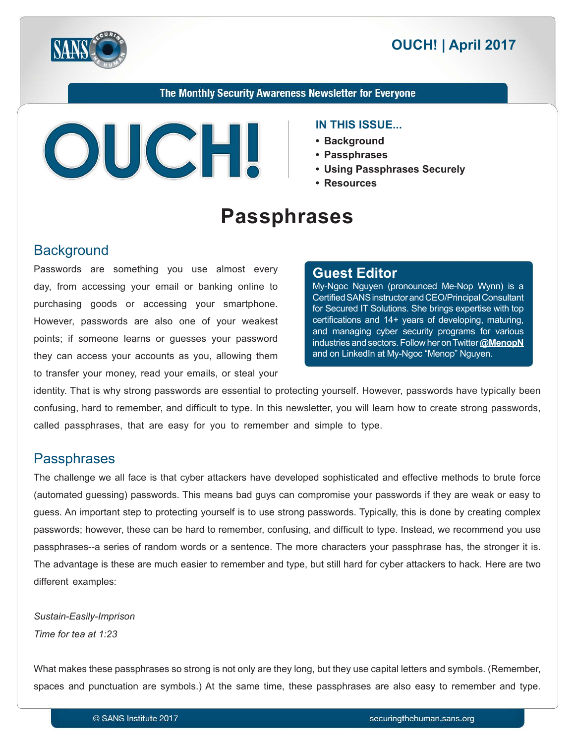# OUCH! | April 2017

The Monthly Security Awareness Newsletter for Everyone

**IN THIS ISSUE...**

- **Background**
- **Passphrases**
- **Using Passphrases Securely**
- **Resources**

# Passphrases

## Background

Passwords are something you use almost every day, from accessing your email or banking online to purchasing goods or accessing your smartphone. However, passwords are also one of your weakest points; if someone learns or guesses your password they can access your accounts as you, allowing them to transfer your money, read your emails, or steal your identity. That is why strong passwords are essential to protecting yourself. However, passwords have typically been confusing, hard to remember, and difficult to type. In this newsletter, you will learn how to create strong passwords, called passphrases, that are easy for you to remember and simple to type.

> ### Guest Editor
> My-Ngoc Nguyen (pronounced Me-Nop Wynn) is a Certified SANS instructor and CEO/Principal Consultant for Secured IT Solutions. She brings expertise with top certifications and 14+ years of developing, maturing, and managing cyber security programs for various industries and sectors. Follow her on Twitter **@MenopN** and on LinkedIn at My-Ngoc "Menop" Nguyen.

## Passphrases

The challenge we all face is that cyber attackers have developed sophisticated and effective methods to brute force (automated guessing) passwords. This means bad guys can compromise your passwords if they are weak or easy to guess. An important step to protecting yourself is to use strong passwords. Typically, this is done by creating complex passwords; however, these can be hard to remember, confusing, and difficult to type. Instead, we recommend you use passphrases--a series of random words or a sentence. The more characters your passphrase has, the stronger it is. The advantage is these are much easier to remember and type, but still hard for cyber attackers to hack. Here are two different examples:

*Sustain-Easily-Imprison*
*Time for tea at 1:23*

What makes these passphrases so strong is not only are they long, but they use capital letters and symbols. (Remember, spaces and punctuation are symbols.) At the same time, these passphrases are also easy to remember and type.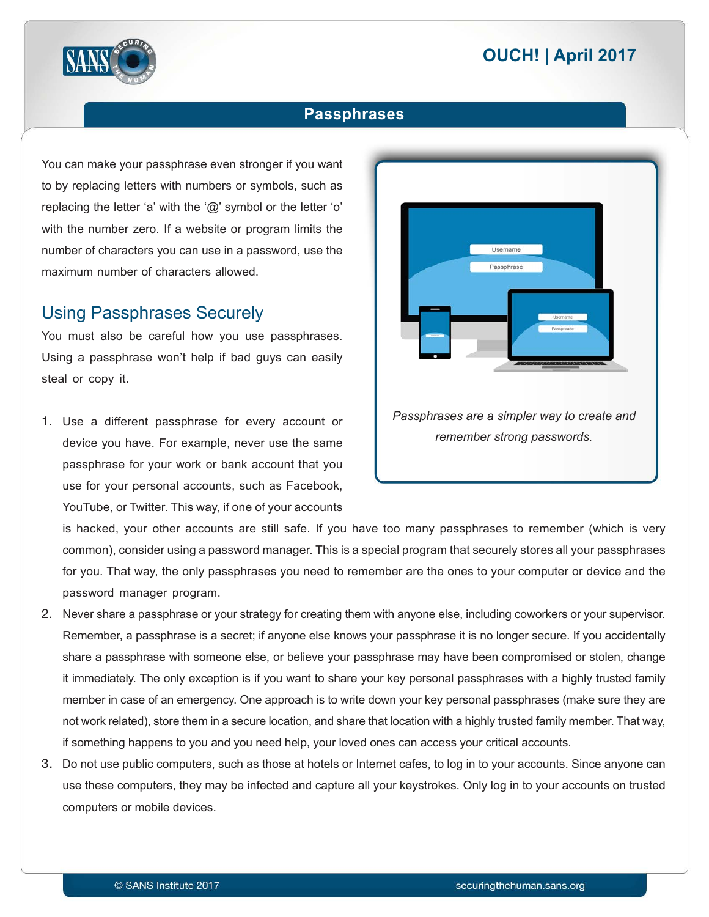## Passphrases

You can make your passphrase even stronger if you want to by replacing letters with numbers or symbols, such as replacing the letter 'a' with the '@' symbol or the letter 'o' with the number zero. If a website or program limits the number of characters you can use in a password, use the maximum number of characters allowed.

*Passphrases are a simpler way to create and remember strong passwords.*

### Using Passphrases Securely

You must also be careful how you use passphrases. Using a passphrase won't help if bad guys can easily steal or copy it.

1. Use a different passphrase for every account or device you have. For example, never use the same passphrase for your work or bank account that you use for your personal accounts, such as Facebook, YouTube, or Twitter. This way, if one of your accounts is hacked, your other accounts are still safe. If you have too many passphrases to remember (which is very common), consider using a password manager. This is a special program that securely stores all your passphrases for you. That way, the only passphrases you need to remember are the ones to your computer or device and the password manager program.
2. Never share a passphrase or your strategy for creating them with anyone else, including coworkers or your supervisor. Remember, a passphrase is a secret; if anyone else knows your passphrase it is no longer secure. If you accidentally share a passphrase with someone else, or believe your passphrase may have been compromised or stolen, change it immediately. The only exception is if you want to share your key personal passphrases with a highly trusted family member in case of an emergency. One approach is to write down your key personal passphrases (make sure they are not work related), store them in a secure location, and share that location with a highly trusted family member. That way, if something happens to you and you need help, your loved ones can access your critical accounts.
3. Do not use public computers, such as those at hotels or Internet cafes, to log in to your accounts. Since anyone can use these computers, they may be infected and capture all your keystrokes. Only log in to your accounts on trusted computers or mobile devices.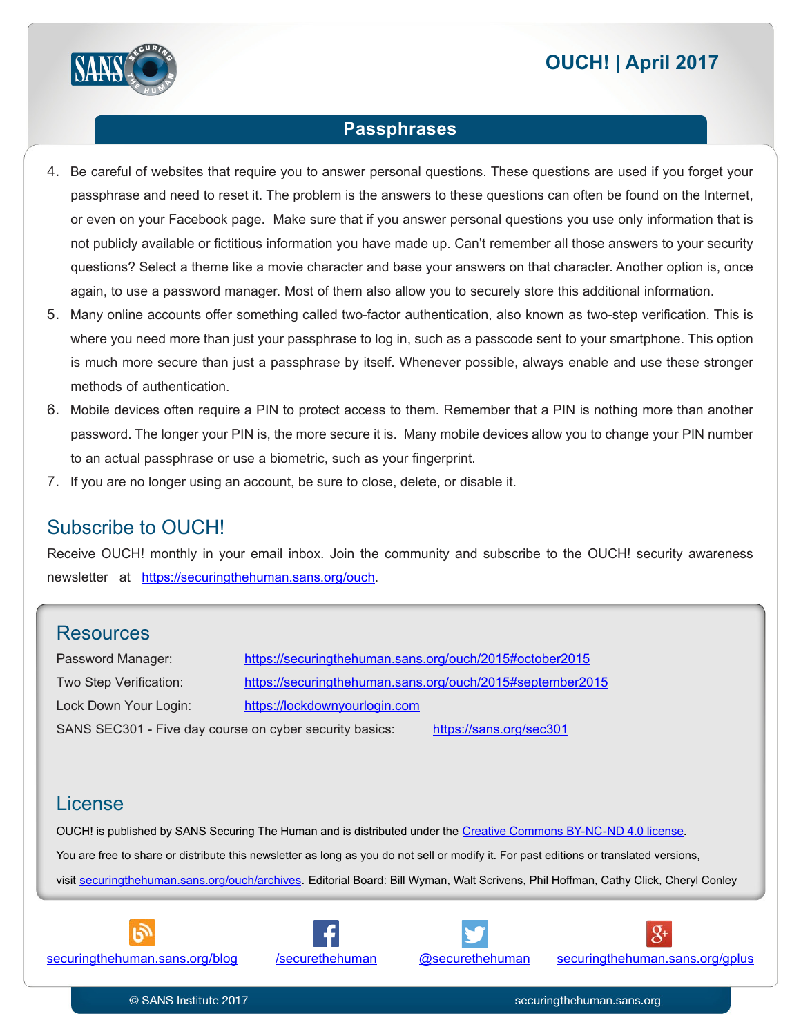4. Be careful of websites that require you to answer personal questions. These questions are used if you forget your passphrase and need to reset it. The problem is the answers to these questions can often be found on the Internet, or even on your Facebook page. Make sure that if you answer personal questions you use only information that is not publicly available or fictitious information you have made up. Can't remember all those answers to your security questions? Select a theme like a movie character and base your answers on that character. Another option is, once again, to use a password manager. Most of them also allow you to securely store this additional information.
5. Many online accounts offer something called two-factor authentication, also known as two-step verification. This is where you need more than just your passphrase to log in, such as a passcode sent to your smartphone. This option is much more secure than just a passphrase by itself. Whenever possible, always enable and use these stronger methods of authentication.
6. Mobile devices often require a PIN to protect access to them. Remember that a PIN is nothing more than another password. The longer your PIN is, the more secure it is. Many mobile devices allow you to change your PIN number to an actual passphrase or use a biometric, such as your fingerprint.
7. If you are no longer using an account, be sure to close, delete, or disable it.

## Subscribe to OUCH!

Receive OUCH! monthly in your email inbox. Join the community and subscribe to the OUCH! security awareness newsletter at https://securingthehuman.sans.org/ouch.

## Resources

Password Manager: https://securingthehuman.sans.org/ouch/2015#october2015

Two Step Verification: https://securingthehuman.sans.org/ouch/2015#september2015

Lock Down Your Login: https://lockdownyourlogin.com

SANS SEC301 - Five day course on cyber security basics: https://sans.org/sec301

## License

OUCH! is published by SANS Securing The Human and is distributed under the Creative Commons BY-NC-ND 4.0 license. You are free to share or distribute this newsletter as long as you do not sell or modify it. For past editions or translated versions, visit securingthehuman.sans.org/ouch/archives. Editorial Board: Bill Wyman, Walt Scrivens, Phil Hoffman, Cathy Click, Cheryl Conley

securingthehuman.sans.org/blog /securethehuman @securethehuman securingthehuman.sans.org/gplus